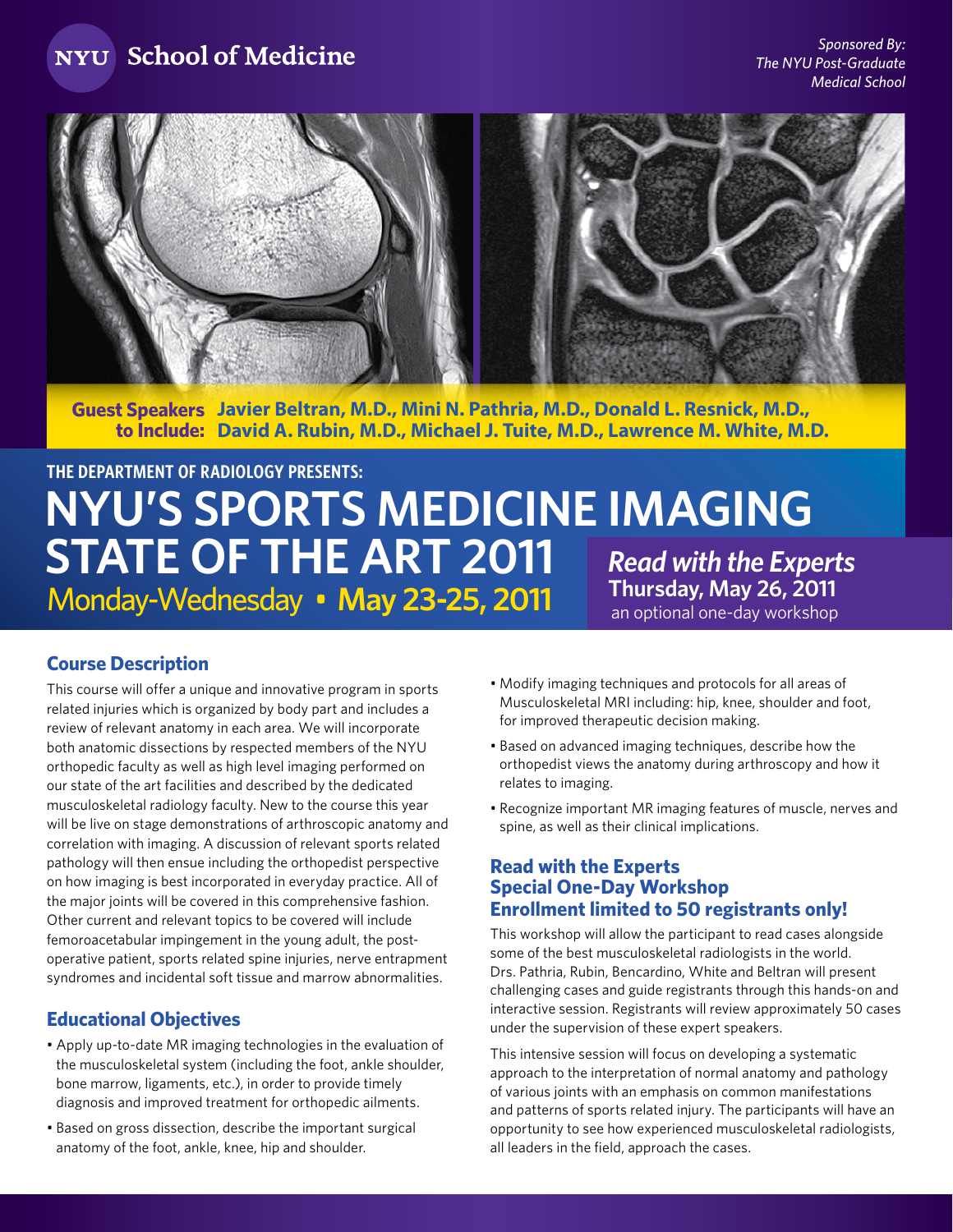**NYU School of Medicine**

*Sponsored By:*
*The NYU Post-Graduate Medical School*

**Guest Speakers to Include:** Javier Beltran, M.D., Mini N. Pathria, M.D., Donald L. Resnick, M.D., David A. Rubin, M.D., Michael J. Tuite, M.D., Lawrence M. White, M.D.

THE DEPARTMENT OF RADIOLOGY PRESENTS:

# NYU'S SPORTS MEDICINE IMAGING STATE OF THE ART 2011

Monday-Wednesday • **May 23-25, 2011**

***Read with the Experts***
**Thursday, May 26, 2011**
an optional one-day workshop

## Course Description

This course will offer a unique and innovative program in sports related injuries which is organized by body part and includes a review of relevant anatomy in each area. We will incorporate both anatomic dissections by respected members of the NYU orthopedic faculty as well as high level imaging performed on our state of the art facilities and described by the dedicated musculoskeletal radiology faculty. New to the course this year will be live on stage demonstrations of arthroscopic anatomy and correlation with imaging. A discussion of relevant sports related pathology will then ensue including the orthopedist perspective on how imaging is best incorporated in everyday practice. All of the major joints will be covered in this comprehensive fashion. Other current and relevant topics to be covered will include femoroacetabular impingement in the young adult, the post-operative patient, sports related spine injuries, nerve entrapment syndromes and incidental soft tissue and marrow abnormalities.

## Educational Objectives

- Apply up-to-date MR imaging technologies in the evaluation of the musculoskeletal system (including the foot, ankle shoulder, bone marrow, ligaments, etc.), in order to provide timely diagnosis and improved treatment for orthopedic ailments.
- Based on gross dissection, describe the important surgical anatomy of the foot, ankle, knee, hip and shoulder.
- Modify imaging techniques and protocols for all areas of Musculoskeletal MRI including: hip, knee, shoulder and foot, for improved therapeutic decision making.
- Based on advanced imaging techniques, describe how the orthopedist views the anatomy during arthroscopy and how it relates to imaging.
- Recognize important MR imaging features of muscle, nerves and spine, as well as their clinical implications.

## Read with the Experts Special One-Day Workshop Enrollment limited to 50 registrants only!

This workshop will allow the participant to read cases alongside some of the best musculoskeletal radiologists in the world. Drs. Pathria, Rubin, Bencardino, White and Beltran will present challenging cases and guide registrants through this hands-on and interactive session. Registrants will review approximately 50 cases under the supervision of these expert speakers.

This intensive session will focus on developing a systematic approach to the interpretation of normal anatomy and pathology of various joints with an emphasis on common manifestations and patterns of sports related injury. The participants will have an opportunity to see how experienced musculoskeletal radiologists, all leaders in the field, approach the cases.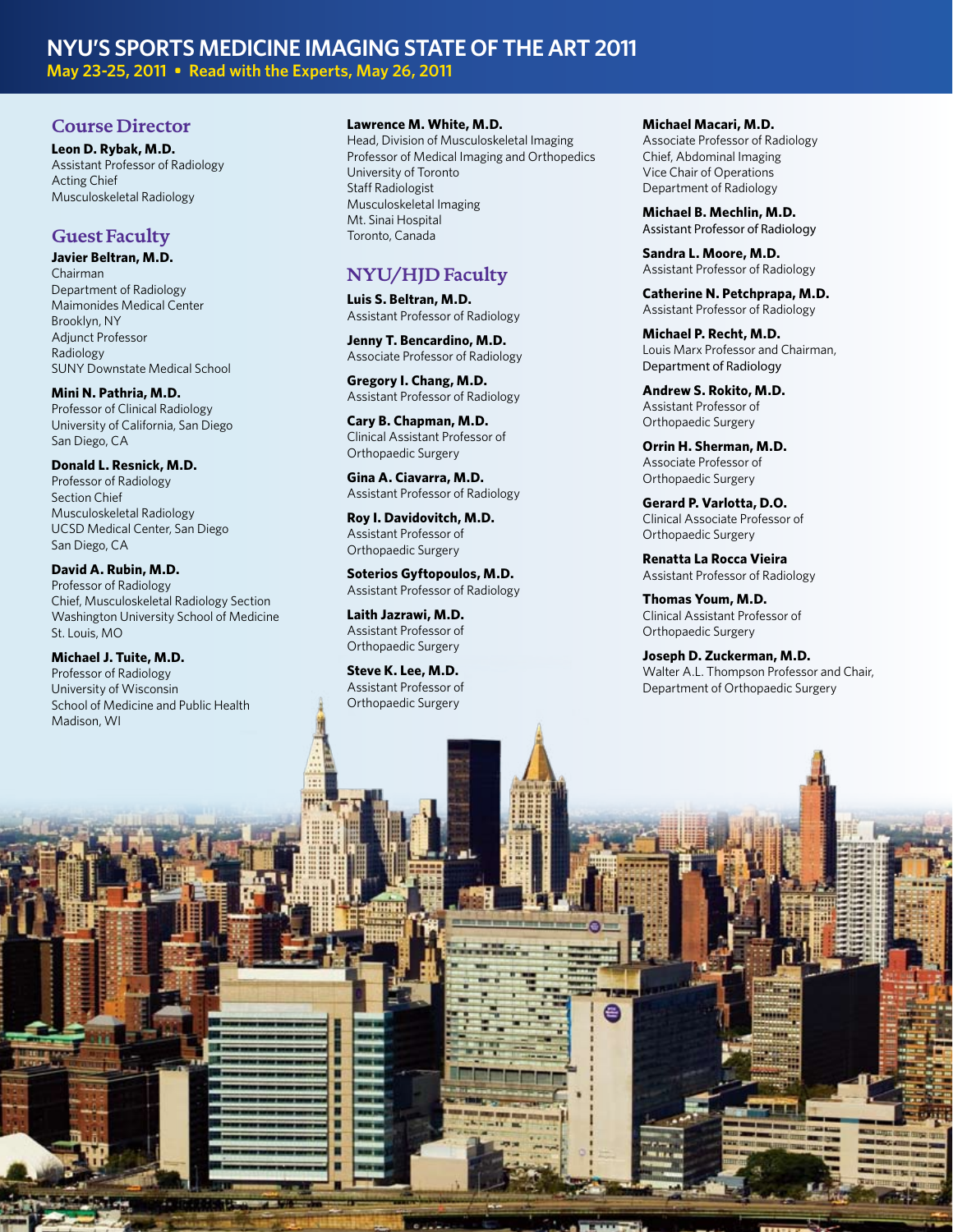# NYU'S SPORTS MEDICINE IMAGING STATE OF THE ART 2011

**May 23-25, 2011 • Read with the Experts, May 26, 2011**

## Course Director

**Leon D. Rybak, M.D.**
Assistant Professor of Radiology
Acting Chief
Musculoskeletal Radiology

## Guest Faculty

**Javier Beltran, M.D.**
Chairman
Department of Radiology
Maimonides Medical Center
Brooklyn, NY
Adjunct Professor
Radiology
SUNY Downstate Medical School

**Mini N. Pathria, M.D.**
Professor of Clinical Radiology
University of California, San Diego
San Diego, CA

**Donald L. Resnick, M.D.**
Professor of Radiology
Section Chief
Musculoskeletal Radiology
UCSD Medical Center, San Diego
San Diego, CA

**David A. Rubin, M.D.**
Professor of Radiology
Chief, Musculoskeletal Radiology Section
Washington University School of Medicine
St. Louis, MO

**Michael J. Tuite, M.D.**
Professor of Radiology
University of Wisconsin
School of Medicine and Public Health
Madison, WI

**Lawrence M. White, M.D.**
Head, Division of Musculoskeletal Imaging
Professor of Medical Imaging and Orthopedics
University of Toronto
Staff Radiologist
Musculoskeletal Imaging
Mt. Sinai Hospital
Toronto, Canada

## NYU/HJD Faculty

**Luis S. Beltran, M.D.**
Assistant Professor of Radiology

**Jenny T. Bencardino, M.D.**
Associate Professor of Radiology

**Gregory I. Chang, M.D.**
Assistant Professor of Radiology

**Cary B. Chapman, M.D.**
Clinical Assistant Professor of
Orthopaedic Surgery

**Gina A. Ciavarra, M.D.**
Assistant Professor of Radiology

**Roy I. Davidovitch, M.D.**
Assistant Professor of
Orthopaedic Surgery

**Soterios Gyftopoulos, M.D.**
Assistant Professor of Radiology

**Laith Jazrawi, M.D.**
Assistant Professor of
Orthopaedic Surgery

**Steve K. Lee, M.D.**
Assistant Professor of
Orthopaedic Surgery

**Michael Macari, M.D.**
Associate Professor of Radiology
Chief, Abdominal Imaging
Vice Chair of Operations
Department of Radiology

**Michael B. Mechlin, M.D.**
Assistant Professor of Radiology

**Sandra L. Moore, M.D.**
Assistant Professor of Radiology

**Catherine N. Petchprapa, M.D.**
Assistant Professor of Radiology

**Michael P. Recht, M.D.**
Louis Marx Professor and Chairman,
Department of Radiology

**Andrew S. Rokito, M.D.**
Assistant Professor of
Orthopaedic Surgery

**Orrin H. Sherman, M.D.**
Associate Professor of
Orthopaedic Surgery

**Gerard P. Varlotta, D.O.**
Clinical Associate Professor of
Orthopaedic Surgery

**Renatta La Rocca Vieira**
Assistant Professor of Radiology

**Thomas Youm, M.D.**
Clinical Assistant Professor of
Orthopaedic Surgery

**Joseph D. Zuckerman, M.D.**
Walter A.L. Thompson Professor and Chair,
Department of Orthopaedic Surgery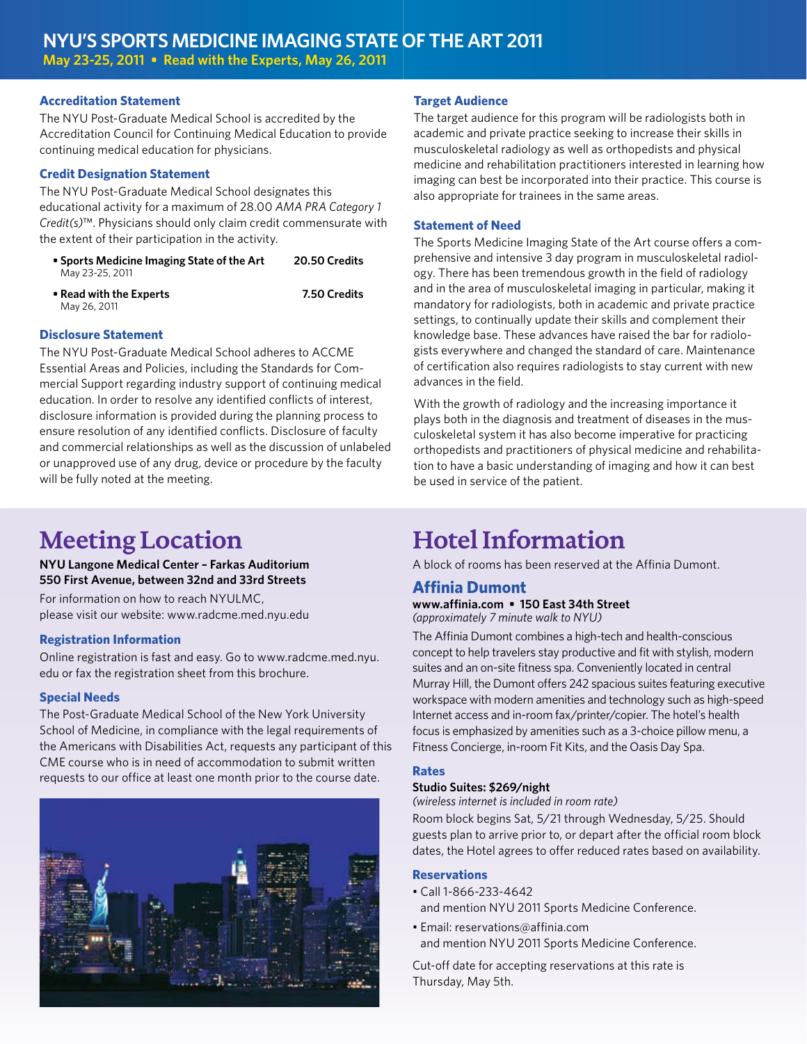# NYU'S SPORTS MEDICINE IMAGING STATE OF THE ART 2011

**May 23-25, 2011 • Read with the Experts, May 26, 2011**

### Accreditation Statement

The NYU Post-Graduate Medical School is accredited by the Accreditation Council for Continuing Medical Education to provide continuing medical education for physicians.

### Credit Designation Statement

The NYU Post-Graduate Medical School designates this educational activity for a maximum of 28.00 *AMA PRA Category 1 Credit(s)*™. Physicians should only claim credit commensurate with the extent of their participation in the activity.

- **Sports Medicine Imaging State of the Art** May 23-25, 2011 — **20.50 Credits**
- **Read with the Experts** May 26, 2011 — **7.50 Credits**

### Disclosure Statement

The NYU Post-Graduate Medical School adheres to ACCME Essential Areas and Policies, including the Standards for Commercial Support regarding industry support of continuing medical education. In order to resolve any identified conflicts of interest, disclosure information is provided during the planning process to ensure resolution of any identified conflicts. Disclosure of faculty and commercial relationships as well as the discussion of unlabeled or unapproved use of any drug, device or procedure by the faculty will be fully noted at the meeting.

### Target Audience

The target audience for this program will be radiologists both in academic and private practice seeking to increase their skills in musculoskeletal radiology as well as orthopedists and physical medicine and rehabilitation practitioners interested in learning how imaging can best be incorporated into their practice. This course is also appropriate for trainees in the same areas.

### Statement of Need

The Sports Medicine Imaging State of the Art course offers a comprehensive and intensive 3 day program in musculoskeletal radiology. There has been tremendous growth in the field of radiology and in the area of musculoskeletal imaging in particular, making it mandatory for radiologists, both in academic and private practice settings, to continually update their skills and complement their knowledge base. These advances have raised the bar for radiologists everywhere and changed the standard of care. Maintenance of certification also requires radiologists to stay current with new advances in the field.

With the growth of radiology and the increasing importance it plays both in the diagnosis and treatment of diseases in the musculoskeletal system it has also become imperative for practicing orthopedists and practitioners of physical medicine and rehabilitation to have a basic understanding of imaging and how it can best be used in service of the patient.

## Meeting Location

**NYU Langone Medical Center – Farkas Auditorium**
**550 First Avenue, between 32nd and 33rd Streets**

For information on how to reach NYULMC, please visit our website: www.radcme.med.nyu.edu

### Registration Information

Online registration is fast and easy. Go to www.radcme.med.nyu.edu or fax the registration sheet from this brochure.

### Special Needs

The Post-Graduate Medical School of the New York University School of Medicine, in compliance with the legal requirements of the Americans with Disabilities Act, requests any participant of this CME course who is in need of accommodation to submit written requests to our office at least one month prior to the course date.

## Hotel Information

A block of rooms has been reserved at the Affinia Dumont.

### Affinia Dumont

**www.affinia.com • 150 East 34th Street**
*(approximately 7 minute walk to NYU)*

The Affinia Dumont combines a high-tech and health-conscious concept to help travelers stay productive and fit with stylish, modern suites and an on-site fitness spa. Conveniently located in central Murray Hill, the Dumont offers 242 spacious suites featuring executive workspace with modern amenities and technology such as high-speed Internet access and in-room fax/printer/copier. The hotel's health focus is emphasized by amenities such as a 3-choice pillow menu, a Fitness Concierge, in-room Fit Kits, and the Oasis Day Spa.

### Rates

**Studio Suites: $269/night**
*(wireless internet is included in room rate)*

Room block begins Sat, 5/21 through Wednesday, 5/25. Should guests plan to arrive prior to, or depart after the official room block dates, the Hotel agrees to offer reduced rates based on availability.

### Reservations

- Call 1-866-233-4642 and mention NYU 2011 Sports Medicine Conference.
- Email: reservations@affinia.com and mention NYU 2011 Sports Medicine Conference.

Cut-off date for accepting reservations at this rate is Thursday, May 5th.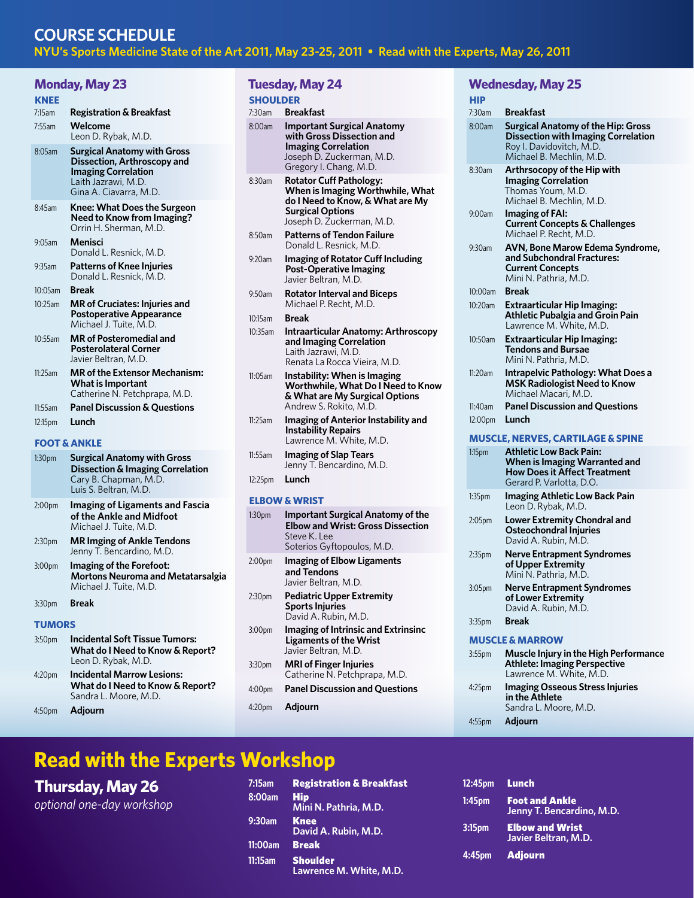# COURSE SCHEDULE

**NYU's Sports Medicine State of the Art 2011, May 23-25, 2011 • Read with the Experts, May 26, 2011**

## Monday, May 23

### KNEE

- 7:15am **Registration & Breakfast**
- 7:55am **Welcome**
  Leon D. Rybak, M.D.
- 8:05am **Surgical Anatomy with Gross Dissection, Arthroscopy and Imaging Correlation**
  Laith Jazrawi, M.D.
  Gina A. Ciavarra, M.D.
- 8:45am **Knee: What Does the Surgeon Need to Know from Imaging?**
  Orrin H. Sherman, M.D.
- 9:05am **Menisci**
  Donald L. Resnick, M.D.
- 9:35am **Patterns of Knee Injuries**
  Donald L. Resnick, M.D.
- 10:05am **Break**
- 10:25am **MR of Cruciates: Injuries and Postoperative Appearance**
  Michael J. Tuite, M.D.
- 10:55am **MR of Posteromedial and Posterolateral Corner**
  Javier Beltran, M.D.
- 11:25am **MR of the Extensor Mechanism: What is Important**
  Catherine N. Petchprapa, M.D.
- 11:55am **Panel Discussion & Questions**
- 12:15pm **Lunch**

### FOOT & ANKLE

- 1:30pm **Surgical Anatomy with Gross Dissection & Imaging Correlation**
  Cary B. Chapman, M.D.
  Luis S. Beltran, M.D.
- 2:00pm **Imaging of Ligaments and Fascia of the Ankle and Midfoot**
  Michael J. Tuite, M.D.
- 2:30pm **MR Imging of Ankle Tendons**
  Jenny T. Bencardino, M.D.
- 3:00pm **Imaging of the Forefoot: Mortons Neuroma and Metatarsalgia**
  Michael J. Tuite, M.D.
- 3:30pm **Break**

### TUMORS

- 3:50pm **Incidental Soft Tissue Tumors: What do I Need to Know & Report?**
  Leon D. Rybak, M.D.
- 4:20pm **Incidental Marrow Lesions: What do I Need to Know & Report?**
  Sandra L. Moore, M.D.
- 4:50pm **Adjourn**

## Tuesday, May 24

### SHOULDER

- 7:30am **Breakfast**
- 8:00am **Important Surgical Anatomy with Gross Dissection and Imaging Correlation**
  Joseph D. Zuckerman, M.D.
  Gregory I. Chang, M.D.
- 8:30am **Rotator Cuff Pathology: When is Imaging Worthwhile, What do I Need to Know, & What are My Surgical Options**
  Joseph D. Zuckerman, M.D.
- 8:50am **Patterns of Tendon Failure**
  Donald L. Resnick, M.D.
- 9:20am **Imaging of Rotator Cuff Including Post-Operative Imaging**
  Javier Beltran, M.D.
- 9:50am **Rotator Interval and Biceps**
  Michael P. Recht, M.D.
- 10:15am **Break**
- 10:35am **Intraarticular Anatomy: Arthroscopy and Imaging Correlation**
  Laith Jazrawi, M.D.
  Renata La Rocca Vieira, M.D.
- 11:05am **Instability: When is Imaging Worthwhile, What Do I Need to Know & What are My Surgical Options**
  Andrew S. Rokito, M.D.
- 11:25am **Imaging of Anterior Instability and Instability Repairs**
  Lawrence M. White, M.D.
- 11:55am **Imaging of Slap Tears**
  Jenny T. Bencardino, M.D.
- 12:25pm **Lunch**

### ELBOW & WRIST

- 1:30pm **Important Surgical Anatomy of the Elbow and Wrist: Gross Dissection**
  Steve K. Lee
  Soterios Gyftopoulos, M.D.
- 2:00pm **Imaging of Elbow Ligaments and Tendons**
  Javier Beltran, M.D.
- 2:30pm **Pediatric Upper Extremity Sports Injuries**
  David A. Rubin, M.D.
- 3:00pm **Imaging of Intrinsic and Extrinsinc Ligaments of the Wrist**
  Javier Beltran, M.D.
- 3:30pm **MRI of Finger Injuries**
  Catherine N. Petchprapa, M.D.
- 4:00pm **Panel Discussion and Questions**
- 4:20pm **Adjourn**

## Wednesday, May 25

### HIP

- 7:30am **Breakfast**
- 8:00am **Surgical Anatomy of the Hip: Gross Dissection with Imaging Correlation**
  Roy I. Davidovitch, M.D.
  Michael B. Mechlin, M.D.
- 8:30am **Arthrsocopy of the Hip with Imaging Correlation**
  Thomas Youm, M.D.
  Michael B. Mechlin, M.D.
- 9:00am **Imaging of FAI: Current Concepts & Challenges**
  Michael P. Recht, M.D.
- 9:30am **AVN, Bone Marrow Edema Syndrome, and Subchondral Fractures: Current Concepts**
  Mini N. Pathria, M.D.
- 10:00am **Break**
- 10:20am **Extraarticular Hip Imaging: Athletic Pubalgia and Groin Pain**
  Lawrence M. White, M.D.
- 10:50am **Extraarticular Hip Imaging: Tendons and Bursae**
  Mini N. Pathria, M.D.
- 11:20am **Intrapelvic Pathology: What Does a MSK Radiologist Need to Know**
  Michael Macari, M.D.
- 11:40am **Panel Discussion and Questions**
- 12:00pm **Lunch**

### MUSCLE, NERVES, CARTILAGE & SPINE

- 1:15pm **Athletic Low Back Pain: When is Imaging Warranted and How Does it Affect Treatment**
  Gerard P. Varlotta, D.O.
- 1:35pm **Imaging Athletic Low Back Pain**
  Leon D. Rybak, M.D.
- 2:05pm **Lower Extremity Chondral and Osteochondral Injuries**
  David A. Rubin, M.D.
- 2:35pm **Nerve Entrapment Syndromes of Upper Extremity**
  Mini N. Pathria, M.D.
- 3:05pm **Nerve Entrapment Syndromes of Lower Extremity**
  David A. Rubin, M.D.
- 3:35pm **Break**

### MUSCLE & MARROW

- 3:55pm **Muscle Injury in the High Performance Athlete: Imaging Perspective**
  Lawrence M. White, M.D.
- 4:25pm **Imaging Osseous Stress Injuries in the Athlete**
  Sandra L. Moore, M.D.
- 4:55pm **Adjourn**

# Read with the Experts Workshop

## Thursday, May 26

*optional one-day workshop*

- 7:15am **Registration & Breakfast**
- 8:00am **Hip**
  Mini N. Pathria, M.D.
- 9:30am **Knee**
  David A. Rubin, M.D.
- 11:00am **Break**
- 11:15am **Shoulder**
  Lawrence M. White, M.D.
- 12:45pm **Lunch**
- 1:45pm **Foot and Ankle**
  Jenny T. Bencardino, M.D.
- 3:15pm **Elbow and Wrist**
  Javier Beltran, M.D.
- 4:45pm **Adjourn**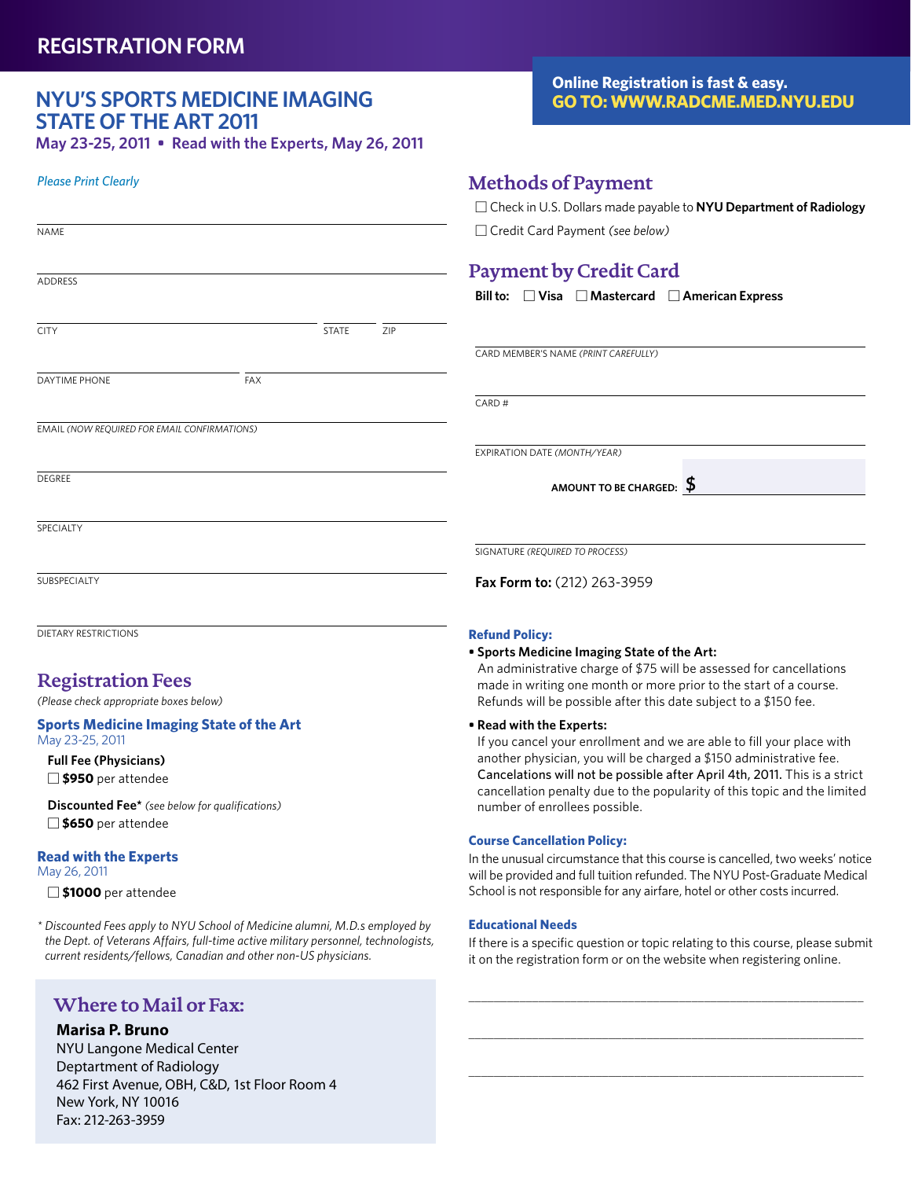# REGISTRATION FORM

## NYU'S SPORTS MEDICINE IMAGING STATE OF THE ART 2011

**May 23-25, 2011 • Read with the Experts, May 26, 2011**

**Online Registration is fast & easy.**
**GO TO: WWW.RADCME.MED.NYU.EDU**

*Please Print Clearly*

NAME

ADDRESS

CITY | STATE | ZIP

DAYTIME PHONE | FAX

EMAIL *(NOW REQUIRED FOR EMAIL CONFIRMATIONS)*

DEGREE

SPECIALTY

SUBSPECIALTY

DIETARY RESTRICTIONS

## Registration Fees

*(Please check appropriate boxes below)*

### Sports Medicine Imaging State of the Art

May 23-25, 2011

**Full Fee (Physicians)**

☐ **$950** per attendee

**Discounted Fee*** *(see below for qualifications)*

☐ **$650** per attendee

### Read with the Experts

May 26, 2011

☐ **$1000** per attendee

*\* Discounted Fees apply to NYU School of Medicine alumni, M.D.s employed by the Dept. of Veterans Affairs, full-time active military personnel, technologists, current residents/fellows, Canadian and other non-US physicians.*

## Where to Mail or Fax:

**Marisa P. Bruno**
NYU Langone Medical Center
Deptartment of Radiology
462 First Avenue, OBH, C&D, 1st Floor Room 4
New York, NY 10016
Fax: 212-263-3959

## Methods of Payment

☐ Check in U.S. Dollars made payable to **NYU Department of Radiology**

☐ Credit Card Payment *(see below)*

## Payment by Credit Card

**Bill to:** ☐ **Visa** ☐ **Mastercard** ☐ **American Express**

CARD MEMBER'S NAME *(PRINT CAREFULLY)*

CARD #

EXPIRATION DATE *(MONTH/YEAR)*

**AMOUNT TO BE CHARGED: $**

SIGNATURE *(REQUIRED TO PROCESS)*

**Fax Form to:** (212) 263-3959

### Refund Policy:

- **Sports Medicine Imaging State of the Art:**
  An administrative charge of $75 will be assessed for cancellations made in writing one month or more prior to the start of a course. Refunds will be possible after this date subject to a $150 fee.
- **Read with the Experts:**
  If you cancel your enrollment and we are able to fill your place with another physician, you will be charged a $150 administrative fee. Cancelations will not be possible after April 4th, 2011. This is a strict cancellation penalty due to the popularity of this topic and the limited number of enrollees possible.

### Course Cancellation Policy:

In the unusual circumstance that this course is cancelled, two weeks' notice will be provided and full tuition refunded. The NYU Post-Graduate Medical School is not responsible for any airfare, hotel or other costs incurred.

### Educational Needs

If there is a specific question or topic relating to this course, please submit it on the registration form or on the website when registering online.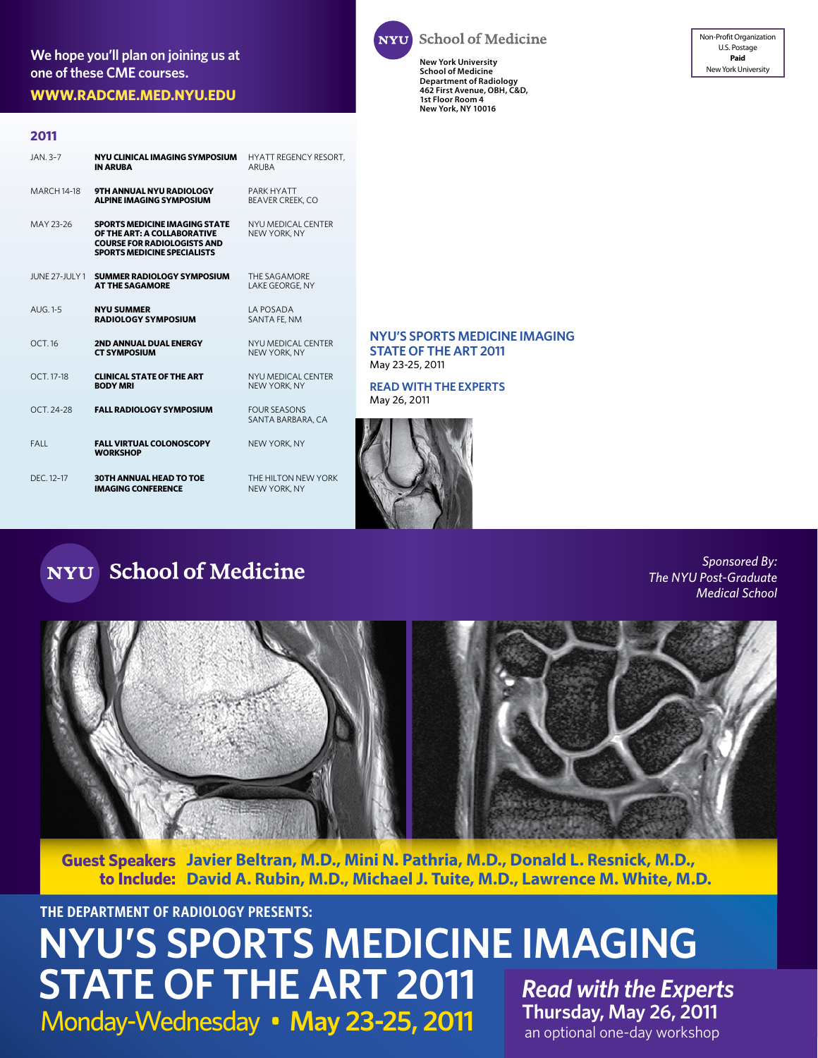We hope you'll plan on joining us at one of these CME courses.

**WWW.RADCME.MED.NYU.EDU**

## 2011

| | | |
|---|---|---|
| JAN. 3–7 | **NYU CLINICAL IMAGING SYMPOSIUM IN ARUBA** | HYATT REGENCY RESORT, ARUBA |
| MARCH 14-18 | **9TH ANNUAL NYU RADIOLOGY ALPINE IMAGING SYMPOSIUM** | PARK HYATT BEAVER CREEK, CO |
| MAY 23-26 | **SPORTS MEDICINE IMAGING STATE OF THE ART: A COLLABORATIVE COURSE FOR RADIOLOGISTS AND SPORTS MEDICINE SPECIALISTS** | NYU MEDICAL CENTER NEW YORK, NY |
| JUNE 27-JULY 1 | **SUMMER RADIOLOGY SYMPOSIUM AT THE SAGAMORE** | THE SAGAMORE LAKE GEORGE, NY |
| AUG. 1-5 | **NYU SUMMER RADIOLOGY SYMPOSIUM** | LA POSADA SANTA FE, NM |
| OCT. 16 | **2ND ANNUAL DUAL ENERGY CT SYMPOSIUM** | NYU MEDICAL CENTER NEW YORK, NY |
| OCT. 17-18 | **CLINICAL STATE OF THE ART BODY MRI** | NYU MEDICAL CENTER NEW YORK, NY |
| OCT. 24-28 | **FALL RADIOLOGY SYMPOSIUM** | FOUR SEASONS SANTA BARBARA, CA |
| FALL | **FALL VIRTUAL COLONOSCOPY WORKSHOP** | NEW YORK, NY |
| DEC. 12–17 | **30TH ANNUAL HEAD TO TOE IMAGING CONFERENCE** | THE HILTON NEW YORK NEW YORK, NY |

NYU School of Medicine

**New York University**
**School of Medicine**
**Department of Radiology**
**462 First Avenue, OBH, C&D,**
**1st Floor Room 4**
**New York, NY 10016**

Non-Profit Organization
U.S. Postage
**Paid**
New York University

**NYU'S SPORTS MEDICINE IMAGING STATE OF THE ART 2011**
May 23-25, 2011

**READ WITH THE EXPERTS**
May 26, 2011

# NYU School of Medicine

*Sponsored By:*
*The NYU Post-Graduate Medical School*

**Guest Speakers to Include:** **Javier Beltran, M.D., Mini N. Pathria, M.D., Donald L. Resnick, M.D., David A. Rubin, M.D., Michael J. Tuite, M.D., Lawrence M. White, M.D.**

**THE DEPARTMENT OF RADIOLOGY PRESENTS:**

# NYU'S SPORTS MEDICINE IMAGING STATE OF THE ART 2011

Monday-Wednesday • **May 23-25, 2011**

***Read with the Experts***
**Thursday, May 26, 2011**
an optional one-day workshop